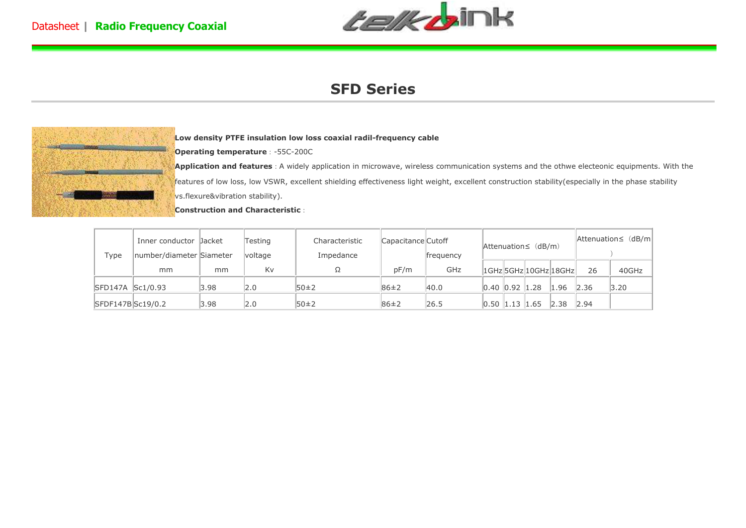Datasheet | **Radio Frequency Coaxial**

# SFD Series

**Low density PTFE insulation low loss coaxial radil-frequency cable**

**Operating temperature**：-55C-200C

**Application and features**：A widely application in microwave, wireless communication systems and the othwe electeonic equipments. With the features of low loss, low VSWR, excellent shielding effectiveness light weight, excellent construction stability(especially in the phase stability vs.flexure&vibration stability).

**Construction and Characteristic**：

| Type | Inner conductor number/diameter mm | Jacket Siameter mm | Testing voltage Kv | Characteristic Impedance Ω | Capacitance pF/m | Cutoff frequency GHz | Attenuation≤（dB/m） | | | | Attenuation≤（dB/m） | |
|---|---|---|---|---|---|---|---|---|---|---|---|---|
| | | | | | | | 1GHz | 5GHz | 10GHz | 18GHz | 26 | 40GHz |
| SFD147A | Sc1/0.93 | 3.98 | 2.0 | 50±2 | 86±2 | 40.0 | 0.40 | 0.92 | 1.28 | 1.96 | 2.36 | 3.20 |
| SFDF147B | Sc19/0.2 | 3.98 | 2.0 | 50±2 | 86±2 | 26.5 | 0.50 | 1.13 | 1.65 | 2.38 | 2.94 | |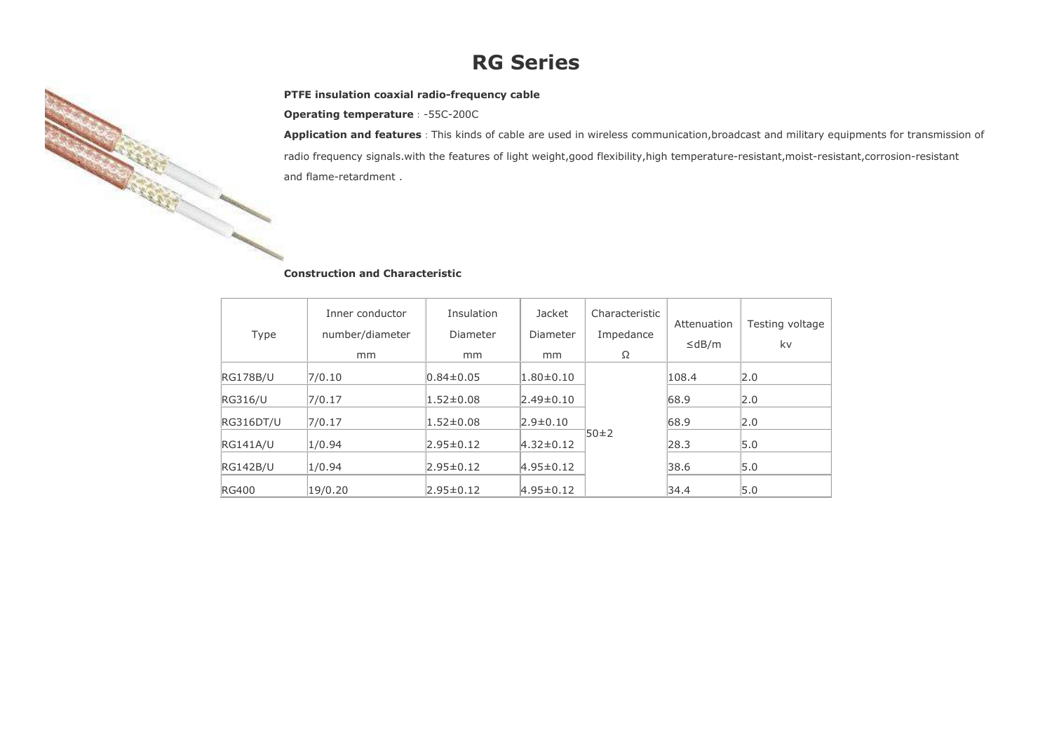# RG Series

**PTFE insulation coaxial radio-frequency cable**

**Operating temperature** : -55C-200C

**Application and features** : This kinds of cable are used in wireless communication,broadcast and military equipments for transmission of radio frequency signals.with the features of light weight,good flexibility,high temperature-resistant,moist-resistant,corrosion-resistant and flame-retardment .

**Construction and Characteristic**

| Type | Inner conductor number/diameter mm | Insulation Diameter mm | Jacket Diameter mm | Characteristic Impedance Ω | Attenuation ≤dB/m | Testing voltage kv |
|---|---|---|---|---|---|---|
| RG178B/U | 7/0.10 | 0.84±0.05 | 1.80±0.10 | 50±2 | 108.4 | 2.0 |
| RG316/U | 7/0.17 | 1.52±0.08 | 2.49±0.10 | | 68.9 | 2.0 |
| RG316DT/U | 7/0.17 | 1.52±0.08 | 2.9±0.10 | | 68.9 | 2.0 |
| RG141A/U | 1/0.94 | 2.95±0.12 | 4.32±0.12 | | 28.3 | 5.0 |
| RG142B/U | 1/0.94 | 2.95±0.12 | 4.95±0.12 | | 38.6 | 5.0 |
| RG400 | 19/0.20 | 2.95±0.12 | 4.95±0.12 | | 34.4 | 5.0 |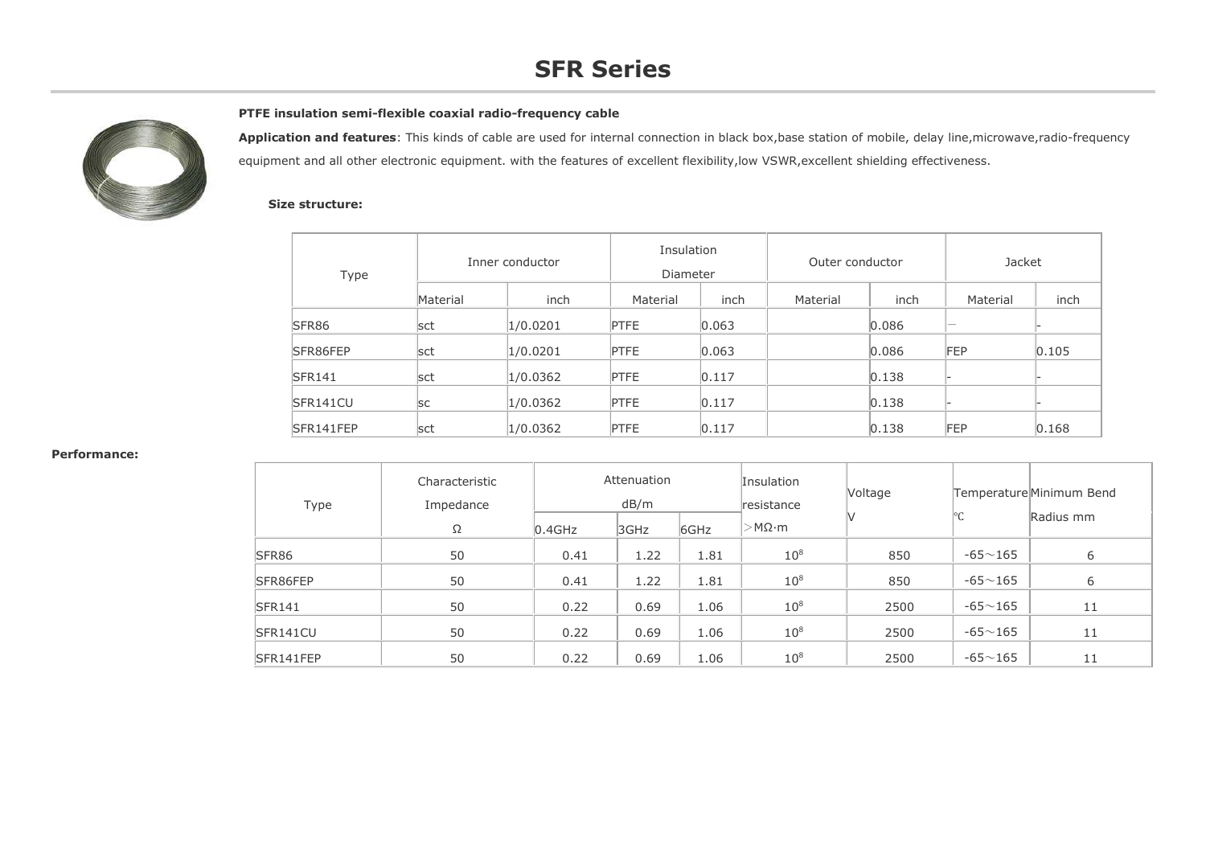# SFR Series

**PTFE insulation semi-flexible coaxial radio-frequency cable**

**Application and features**: This kinds of cable are used for internal connection in black box,base station of mobile, delay line,microwave,radio-frequency equipment and all other electronic equipment. with the features of excellent flexibility,low VSWR,excellent shielding effectiveness.

**Size structure:**

| Type | Inner conductor | | Insulation Diameter | | Outer conductor | | Jacket | |
|---|---|---|---|---|---|---|---|---|
| | Material | inch | Material | inch | Material | inch | Material | inch |
| SFR86 | sct | 1/0.0201 | PTFE | 0.063 | | 0.086 | — | - |
| SFR86FEP | sct | 1/0.0201 | PTFE | 0.063 | | 0.086 | FEP | 0.105 |
| SFR141 | sct | 1/0.0362 | PTFE | 0.117 | | 0.138 | - | - |
| SFR141CU | sc | 1/0.0362 | PTFE | 0.117 | | 0.138 | - | - |
| SFR141FEP | sct | 1/0.0362 | PTFE | 0.117 | | 0.138 | FEP | 0.168 |

**Performance:**

| Type | Characteristic Impedance Ω | Attenuation dB/m | | | Insulation resistance >MΩ·m | Voltage V | Temperature ℃ | Minimum Bend Radius mm |
|---|---|---|---|---|---|---|---|---|
| | | 0.4GHz | 3GHz | 6GHz | | | | |
| SFR86 | 50 | 0.41 | 1.22 | 1.81 | $10^8$ | 850 | -65～165 | 6 |
| SFR86FEP | 50 | 0.41 | 1.22 | 1.81 | $10^8$ | 850 | -65～165 | 6 |
| SFR141 | 50 | 0.22 | 0.69 | 1.06 | $10^8$ | 2500 | -65～165 | 11 |
| SFR141CU | 50 | 0.22 | 0.69 | 1.06 | $10^8$ | 2500 | -65～165 | 11 |
| SFR141FEP | 50 | 0.22 | 0.69 | 1.06 | $10^8$ | 2500 | -65～165 | 11 |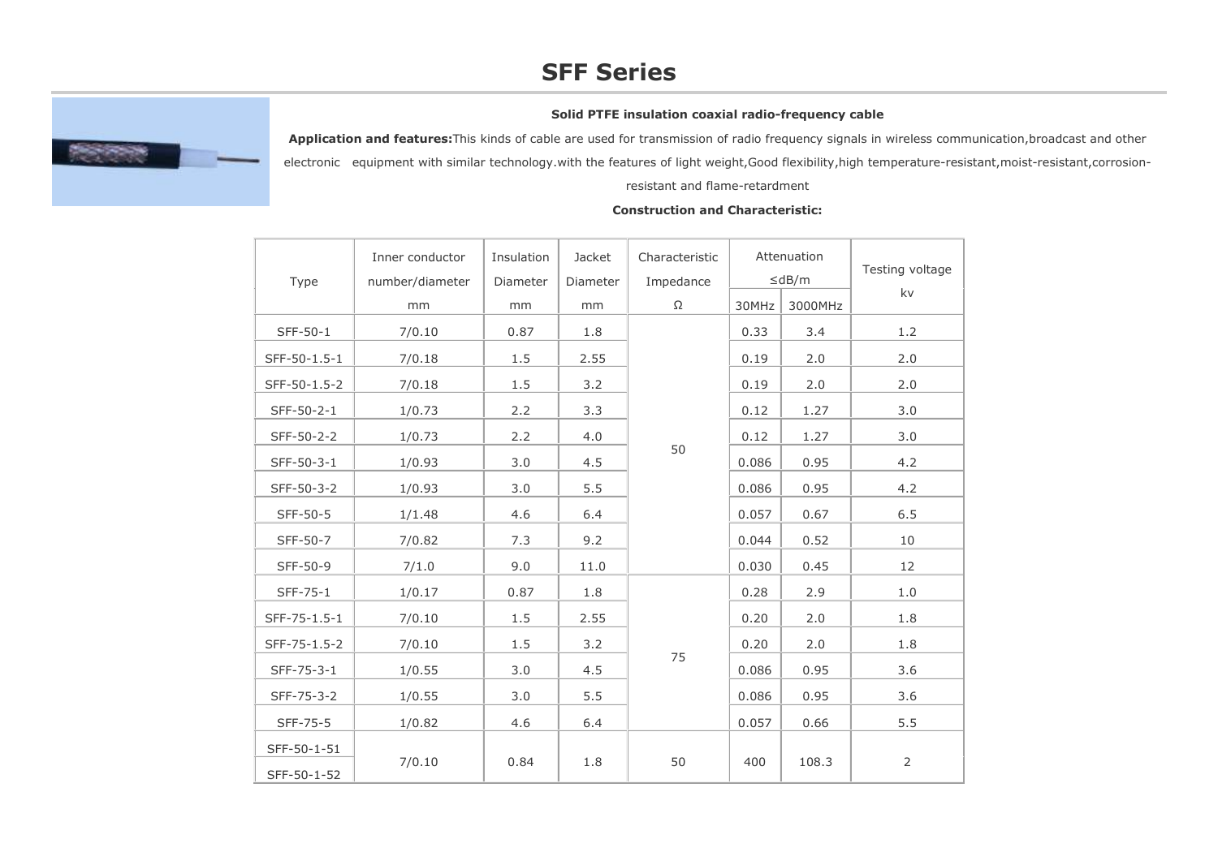# SFF Series

**Solid PTFE insulation coaxial radio-frequency cable**

**Application and features:** This kinds of cable are used for transmission of radio frequency signals in wireless communication,broadcast and other electronic equipment with similar technology.with the features of light weight,Good flexibility,high temperature-resistant,moist-resistant,corrosion-resistant and flame-retardment

**Construction and Characteristic:**

| Type | Inner conductor number/diameter mm | Insulation Diameter mm | Jacket Diameter mm | Characteristic Impedance Ω | Attenuation ≤dB/m | | Testing voltage kv |
|---|---|---|---|---|---|---|---|
| | | | | | 30MHz | 3000MHz | |
| SFF-50-1 | 7/0.10 | 0.87 | 1.8 | 50 | 0.33 | 3.4 | 1.2 |
| SFF-50-1.5-1 | 7/0.18 | 1.5 | 2.55 | | 0.19 | 2.0 | 2.0 |
| SFF-50-1.5-2 | 7/0.18 | 1.5 | 3.2 | | 0.19 | 2.0 | 2.0 |
| SFF-50-2-1 | 1/0.73 | 2.2 | 3.3 | | 0.12 | 1.27 | 3.0 |
| SFF-50-2-2 | 1/0.73 | 2.2 | 4.0 | | 0.12 | 1.27 | 3.0 |
| SFF-50-3-1 | 1/0.93 | 3.0 | 4.5 | | 0.086 | 0.95 | 4.2 |
| SFF-50-3-2 | 1/0.93 | 3.0 | 5.5 | | 0.086 | 0.95 | 4.2 |
| SFF-50-5 | 1/1.48 | 4.6 | 6.4 | | 0.057 | 0.67 | 6.5 |
| SFF-50-7 | 7/0.82 | 7.3 | 9.2 | | 0.044 | 0.52 | 10 |
| SFF-50-9 | 7/1.0 | 9.0 | 11.0 | | 0.030 | 0.45 | 12 |
| SFF-75-1 | 1/0.17 | 0.87 | 1.8 | 75 | 0.28 | 2.9 | 1.0 |
| SFF-75-1.5-1 | 7/0.10 | 1.5 | 2.55 | | 0.20 | 2.0 | 1.8 |
| SFF-75-1.5-2 | 7/0.10 | 1.5 | 3.2 | | 0.20 | 2.0 | 1.8 |
| SFF-75-3-1 | 1/0.55 | 3.0 | 4.5 | | 0.086 | 0.95 | 3.6 |
| SFF-75-3-2 | 1/0.55 | 3.0 | 5.5 | | 0.086 | 0.95 | 3.6 |
| SFF-75-5 | 1/0.82 | 4.6 | 6.4 | | 0.057 | 0.66 | 5.5 |
| SFF-50-1-51 | 7/0.10 | 0.84 | 1.8 | 50 | 400 | 108.3 | 2 |
| SFF-50-1-52 | | | | | | | |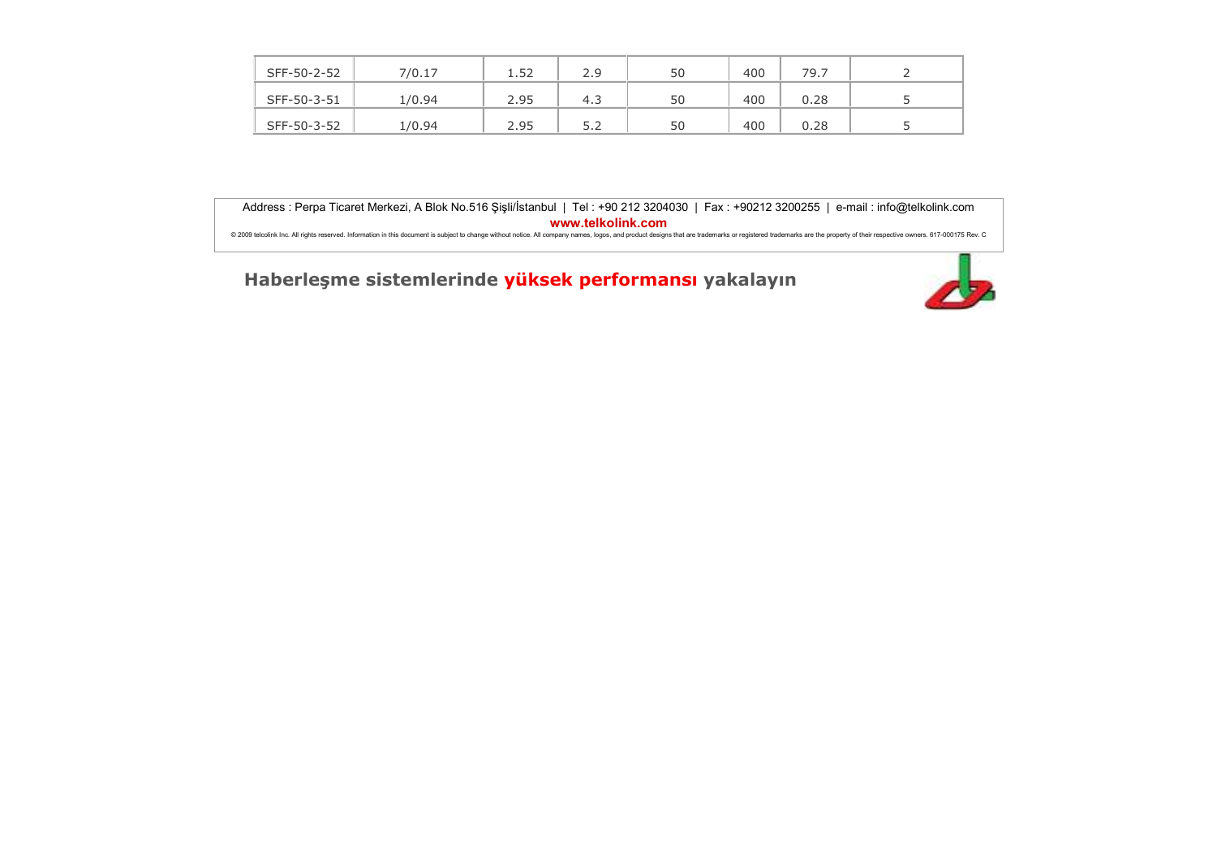| | | | | | | | |
|---|---|---|---|---|---|---|---|
| SFF-50-2-52 | 7/0.17 | 1.52 | 2.9 | 50 | 400 | 79.7 | 2 |
| SFF-50-3-51 | 1/0.94 | 2.95 | 4.3 | 50 | 400 | 0.28 | 5 |
| SFF-50-3-52 | 1/0.94 | 2.95 | 5.2 | 50 | 400 | 0.28 | 5 |

Address : Perpa Ticaret Merkezi, A Blok No.516 Şişli/İstanbul | Tel : +90 212 3204030 | Fax : +90212 3200255 | e-mail : info@telkolink.com

**www.telkolink.com**

© 2009 telcolink Inc. All rights reserved. Information in this document is subject to change without notice. All company names, logos, and product designs that are trademarks or registered trademarks are the property of their respective owners. 617-000175 Rev. C

**Haberleşme sistemlerinde yüksek performansı yakalayın**